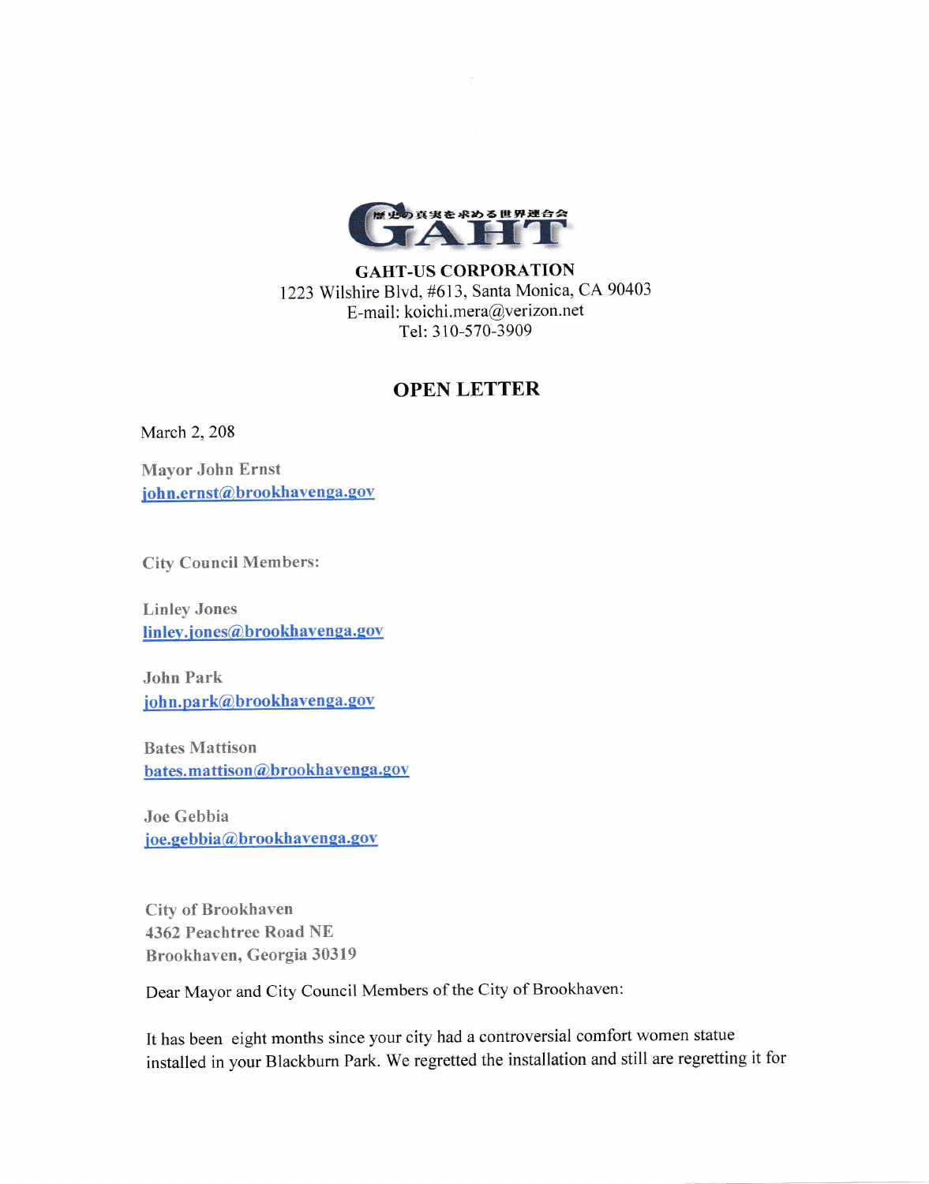歴史の真実を求める世界連合会

GAHT

**GAHT-US CORPORATION**
1223 Wilshire Blvd, #613, Santa Monica, CA 90403
E-mail: koichi.mera@verizon.net
Tel: 310-570-3909

## OPEN LETTER

March 2, 208

Mayor John Ernst
john.ernst@brookhavenga.gov

City Council Members:

Linley Jones
linley.jones@brookhavenga.gov

John Park
john.park@brookhavenga.gov

Bates Mattison
bates.mattison@brookhavenga.gov

Joe Gebbia
joe.gebbia@brookhavenga.gov

City of Brookhaven
4362 Peachtree Road NE
Brookhaven, Georgia 30319

Dear Mayor and City Council Members of the City of Brookhaven:

It has been eight months since your city had a controversial comfort women statue installed in your Blackburn Park. We regretted the installation and still are regretting it for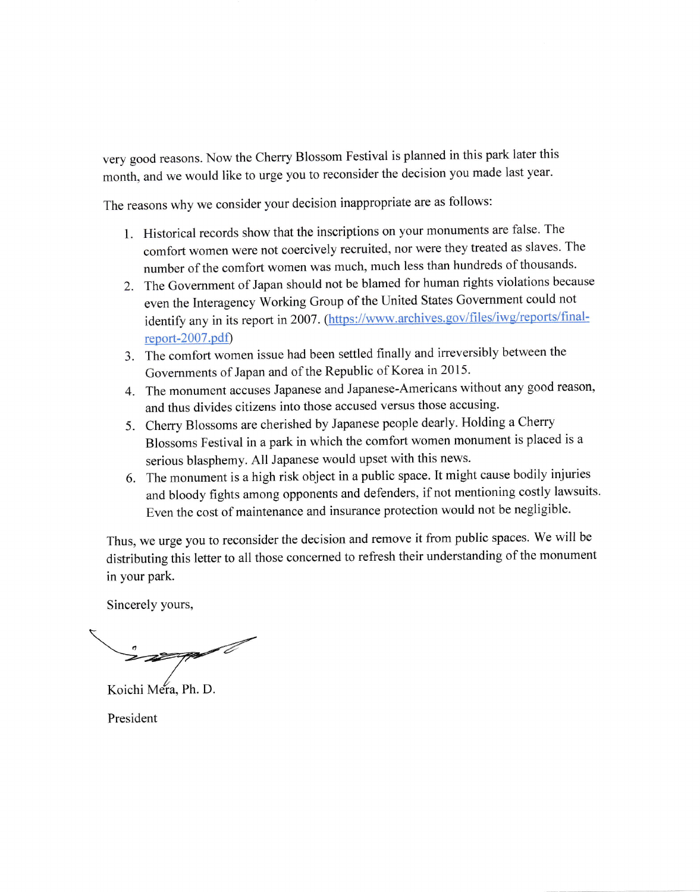very good reasons. Now the Cherry Blossom Festival is planned in this park later this month, and we would like to urge you to reconsider the decision you made last year.

The reasons why we consider your decision inappropriate are as follows:

1. Historical records show that the inscriptions on your monuments are false. The comfort women were not coercively recruited, nor were they treated as slaves. The number of the comfort women was much, much less than hundreds of thousands.
2. The Government of Japan should not be blamed for human rights violations because even the Interagency Working Group of the United States Government could not identify any in its report in 2007. (https://www.archives.gov/files/iwg/reports/final-report-2007.pdf)
3. The comfort women issue had been settled finally and irreversibly between the Governments of Japan and of the Republic of Korea in 2015.
4. The monument accuses Japanese and Japanese-Americans without any good reason, and thus divides citizens into those accused versus those accusing.
5. Cherry Blossoms are cherished by Japanese people dearly. Holding a Cherry Blossoms Festival in a park in which the comfort women monument is placed is a serious blasphemy. All Japanese would upset with this news.
6. The monument is a high risk object in a public space. It might cause bodily injuries and bloody fights among opponents and defenders, if not mentioning costly lawsuits. Even the cost of maintenance and insurance protection would not be negligible.

Thus, we urge you to reconsider the decision and remove it from public spaces. We will be distributing this letter to all those concerned to refresh their understanding of the monument in your park.

Sincerely yours,

Koichi Mera, Ph. D.

President